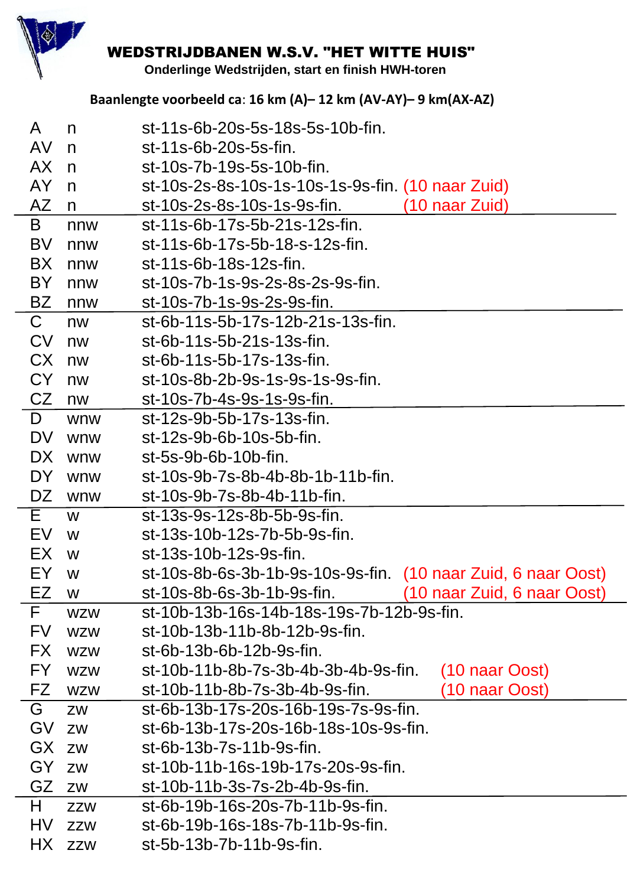# WEDSTRIJDBANEN W.S.V. "HET WITTE HUIS"

**Onderlinge Wedstrijden, start en finish HWH-toren**

**Baanlengte voorbeeld ca: 16 km (A)– 12 km (AV-AY)– 9 km(AX-AZ)**

| | | | |
|---|---|---|---|
| A | n | st-11s-6b-20s-5s-18s-5s-10b-fin. | |
| AV | n | st-11s-6b-20s-5s-fin. | |
| AX | n | st-10s-7b-19s-5s-10b-fin. | |
| AY | n | st-10s-2s-8s-10s-1s-10s-1s-9s-fin. | (10 naar Zuid) |
| AZ | n | st-10s-2s-8s-10s-1s-9s-fin. | (10 naar Zuid) |
| B | nnw | st-11s-6b-17s-5b-21s-12s-fin. | |
| BV | nnw | st-11s-6b-17s-5b-18-s-12s-fin. | |
| BX | nnw | st-11s-6b-18s-12s-fin. | |
| BY | nnw | st-10s-7b-1s-9s-2s-8s-2s-9s-fin. | |
| BZ | nnw | st-10s-7b-1s-9s-2s-9s-fin. | |
| C | nw | st-6b-11s-5b-17s-12b-21s-13s-fin. | |
| CV | nw | st-6b-11s-5b-21s-13s-fin. | |
| CX | nw | st-6b-11s-5b-17s-13s-fin. | |
| CY | nw | st-10s-8b-2b-9s-1s-9s-1s-9s-fin. | |
| CZ | nw | st-10s-7b-4s-9s-1s-9s-fin. | |
| D | wnw | st-12s-9b-5b-17s-13s-fin. | |
| DV | wnw | st-12s-9b-6b-10s-5b-fin. | |
| DX | wnw | st-5s-9b-6b-10b-fin. | |
| DY | wnw | st-10s-9b-7s-8b-4b-8b-1b-11b-fin. | |
| DZ | wnw | st-10s-9b-7s-8b-4b-11b-fin. | |
| E | w | st-13s-9s-12s-8b-5b-9s-fin. | |
| EV | w | st-13s-10b-12s-7b-5b-9s-fin. | |
| EX | w | st-13s-10b-12s-9s-fin. | |
| EY | w | st-10s-8b-6s-3b-1b-9s-10s-9s-fin. | (10 naar Zuid, 6 naar Oost) |
| EZ | w | st-10s-8b-6s-3b-1b-9s-fin. | (10 naar Zuid, 6 naar Oost) |
| F | wzw | st-10b-13b-16s-14b-18s-19s-7b-12b-9s-fin. | |
| FV | wzw | st-10b-13b-11b-8b-12b-9s-fin. | |
| FX | wzw | st-6b-13b-6b-12b-9s-fin. | |
| FY | wzw | st-10b-11b-8b-7s-3b-4b-3b-4b-9s-fin. | (10 naar Oost) |
| FZ | wzw | st-10b-11b-8b-7s-3b-4b-9s-fin. | (10 naar Oost) |
| G | zw | st-6b-13b-17s-20s-16b-19s-7s-9s-fin. | |
| GV | zw | st-6b-13b-17s-20s-16b-18s-10s-9s-fin. | |
| GX | zw | st-6b-13b-7s-11b-9s-fin. | |
| GY | zw | st-10b-11b-16s-19b-17s-20s-9s-fin. | |
| GZ | zw | st-10b-11b-3s-7s-2b-4b-9s-fin. | |
| H | zzw | st-6b-19b-16s-20s-7b-11b-9s-fin. | |
| HV | zzw | st-6b-19b-16s-18s-7b-11b-9s-fin. | |
| HX | zzw | st-5b-13b-7b-11b-9s-fin. | |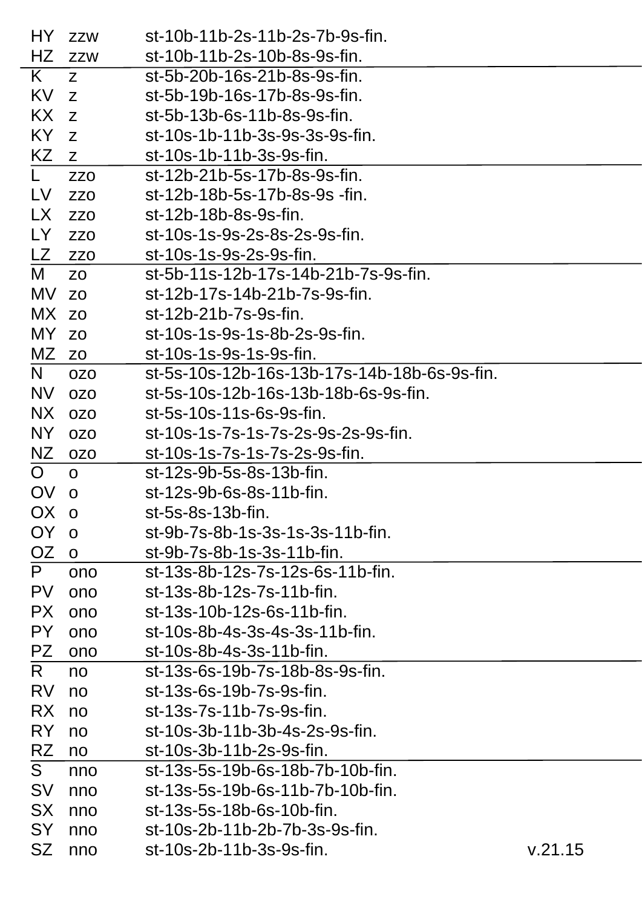| | | |
|---|---|---|
| HY | zzw | st-10b-11b-2s-11b-2s-7b-9s-fin. |
| HZ | zzw | st-10b-11b-2s-10b-8s-9s-fin. |
| K | z | st-5b-20b-16s-21b-8s-9s-fin. |
| KV | z | st-5b-19b-16s-17b-8s-9s-fin. |
| KX | z | st-5b-13b-6s-11b-8s-9s-fin. |
| KY | z | st-10s-1b-11b-3s-9s-3s-9s-fin. |
| KZ | z | st-10s-1b-11b-3s-9s-fin. |
| L | zzo | st-12b-21b-5s-17b-8s-9s-fin. |
| LV | zzo | st-12b-18b-5s-17b-8s-9s -fin. |
| LX | zzo | st-12b-18b-8s-9s-fin. |
| LY | zzo | st-10s-1s-9s-2s-8s-2s-9s-fin. |
| LZ | zzo | st-10s-1s-9s-2s-9s-fin. |
| M | zo | st-5b-11s-12b-17s-14b-21b-7s-9s-fin. |
| MV | zo | st-12b-17s-14b-21b-7s-9s-fin. |
| MX | zo | st-12b-21b-7s-9s-fin. |
| MY | zo | st-10s-1s-9s-1s-8b-2s-9s-fin. |
| MZ | zo | st-10s-1s-9s-1s-9s-fin. |
| N | ozo | st-5s-10s-12b-16s-13b-17s-14b-18b-6s-9s-fin. |
| NV | ozo | st-5s-10s-12b-16s-13b-18b-6s-9s-fin. |
| NX | ozo | st-5s-10s-11s-6s-9s-fin. |
| NY | ozo | st-10s-1s-7s-1s-7s-2s-9s-2s-9s-fin. |
| NZ | ozo | st-10s-1s-7s-1s-7s-2s-9s-fin. |
| O | o | st-12s-9b-5s-8s-13b-fin. |
| OV | o | st-12s-9b-6s-8s-11b-fin. |
| OX | o | st-5s-8s-13b-fin. |
| OY | o | st-9b-7s-8b-1s-3s-1s-3s-11b-fin. |
| OZ | o | st-9b-7s-8b-1s-3s-11b-fin. |
| P | ono | st-13s-8b-12s-7s-12s-6s-11b-fin. |
| PV | ono | st-13s-8b-12s-7s-11b-fin. |
| PX | ono | st-13s-10b-12s-6s-11b-fin. |
| PY | ono | st-10s-8b-4s-3s-4s-3s-11b-fin. |
| PZ | ono | st-10s-8b-4s-3s-11b-fin. |
| R | no | st-13s-6s-19b-7s-18b-8s-9s-fin. |
| RV | no | st-13s-6s-19b-7s-9s-fin. |
| RX | no | st-13s-7s-11b-7s-9s-fin. |
| RY | no | st-10s-3b-11b-3b-4s-2s-9s-fin. |
| RZ | no | st-10s-3b-11b-2s-9s-fin. |
| S | nno | st-13s-5s-19b-6s-18b-7b-10b-fin. |
| SV | nno | st-13s-5s-19b-6s-11b-7b-10b-fin. |
| SX | nno | st-13s-5s-18b-6s-10b-fin. |
| SY | nno | st-10s-2b-11b-2b-7b-3s-9s-fin. |
| SZ | nno | st-10s-2b-11b-3s-9s-fin. |

v.21.15